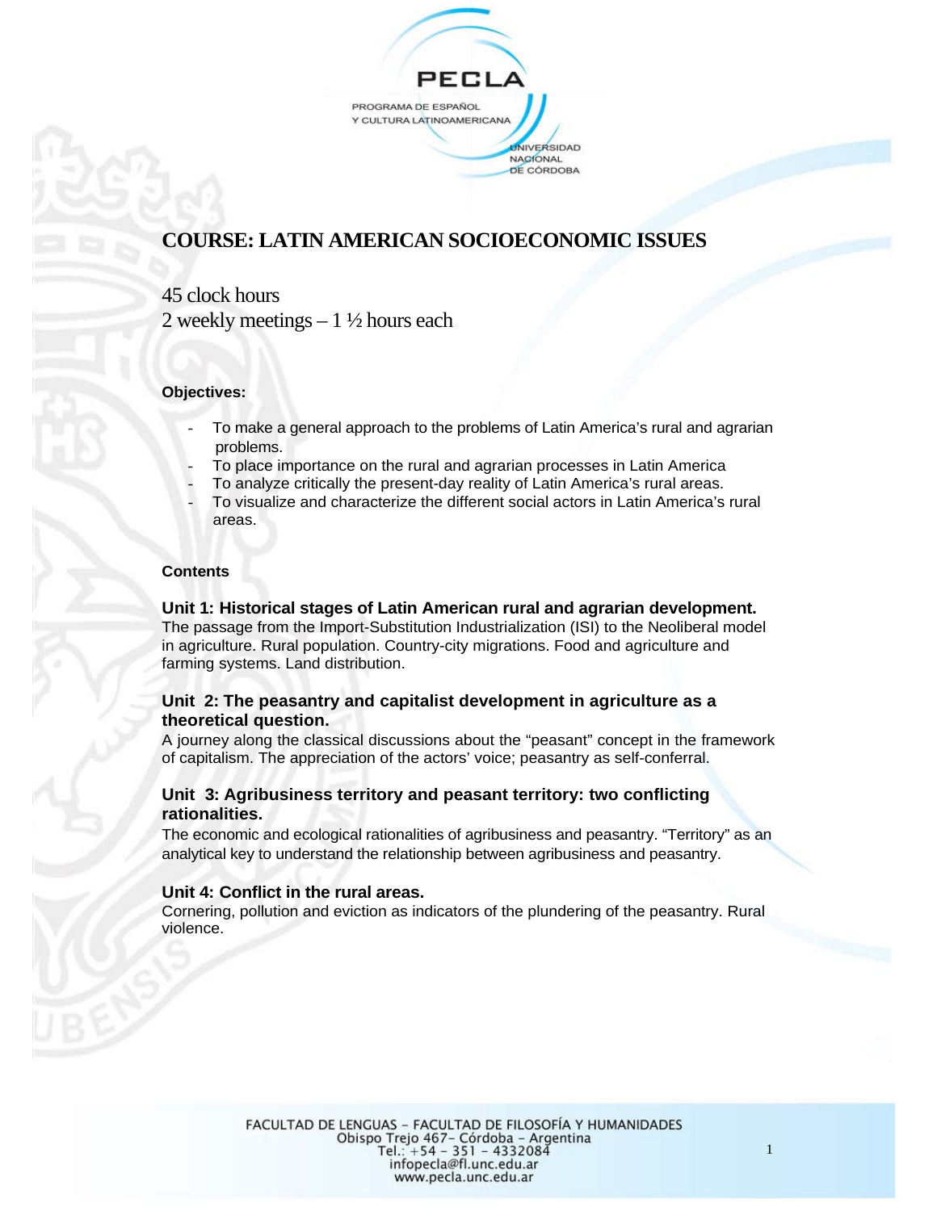# COURSE: LATIN AMERICAN SOCIOECONOMIC ISSUES

45 clock hours
2 weekly meetings – 1 ½ hours each

**Objectives:**

- To make a general approach to the problems of Latin America's rural and agrarian problems.
- To place importance on the rural and agrarian processes in Latin America
- To analyze critically the present-day reality of Latin America's rural areas.
- To visualize and characterize the different social actors in Latin America's rural areas.

**Contents**

### Unit 1: Historical stages of Latin American rural and agrarian development.

The passage from the Import-Substitution Industrialization (ISI) to the Neoliberal model in agriculture. Rural population. Country-city migrations. Food and agriculture and farming systems. Land distribution.

### Unit 2: The peasantry and capitalist development in agriculture as a theoretical question.

A journey along the classical discussions about the "peasant" concept in the framework of capitalism. The appreciation of the actors' voice; peasantry as self-conferral.

### Unit 3: Agribusiness territory and peasant territory: two conflicting rationalities.

The economic and ecological rationalities of agribusiness and peasantry. "Territory" as an analytical key to understand the relationship between agribusiness and peasantry.

### Unit 4: Conflict in the rural areas.

Cornering, pollution and eviction as indicators of the plundering of the peasantry. Rural violence.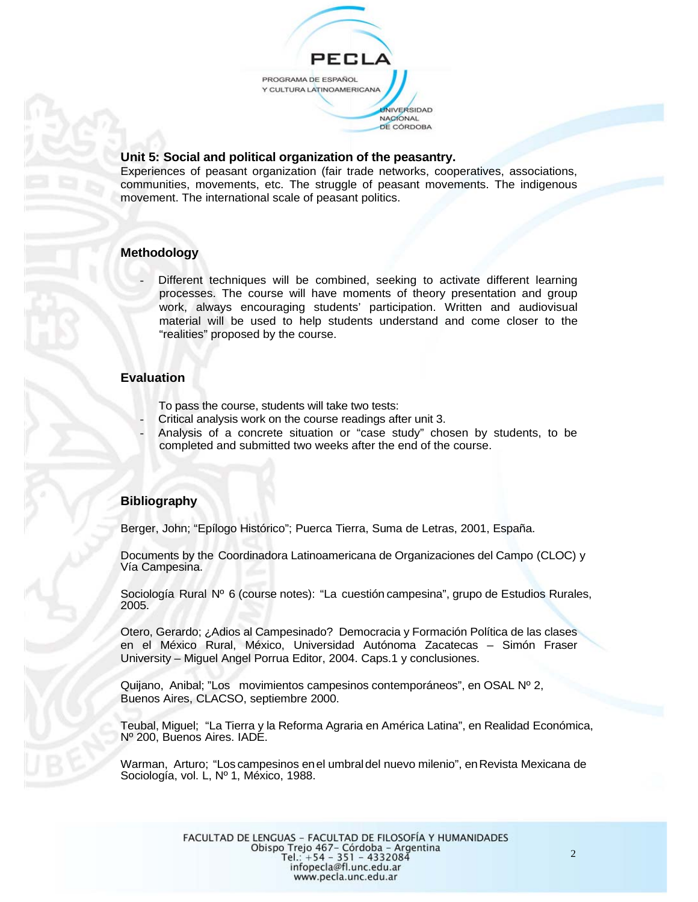**Unit 5: Social and political organization of the peasantry.**
Experiences of peasant organization (fair trade networks, cooperatives, associations, communities, movements, etc. The struggle of peasant movements. The indigenous movement. The international scale of peasant politics.

## Methodology

- Different techniques will be combined, seeking to activate different learning processes. The course will have moments of theory presentation and group work, always encouraging students' participation. Written and audiovisual material will be used to help students understand and come closer to the "realities" proposed by the course.

## Evaluation

To pass the course, students will take two tests:

- Critical analysis work on the course readings after unit 3.
- Analysis of a concrete situation or "case study" chosen by students, to be completed and submitted two weeks after the end of the course.

## Bibliography

Berger, John; "Epílogo Histórico"; Puerca Tierra, Suma de Letras, 2001, España.

Documents by the Coordinadora Latinoamericana de Organizaciones del Campo (CLOC) y Vía Campesina.

Sociología Rural Nº 6 (course notes): "La cuestión campesina", grupo de Estudios Rurales, 2005.

Otero, Gerardo; ¿Adios al Campesinado? Democracia y Formación Política de las clases en el México Rural, México, Universidad Autónoma Zacatecas – Simón Fraser University – Miguel Angel Porrua Editor, 2004. Caps.1 y conclusiones.

Quijano, Anibal; "Los movimientos campesinos contemporáneos", en OSAL Nº 2, Buenos Aires, CLACSO, septiembre 2000.

Teubal, Miguel; "La Tierra y la Reforma Agraria en América Latina", en Realidad Económica, Nº 200, Buenos Aires. IADE.

Warman, Arturo; "Los campesinos en el umbral del nuevo milenio", en Revista Mexicana de Sociología, vol. L, Nº 1, México, 1988.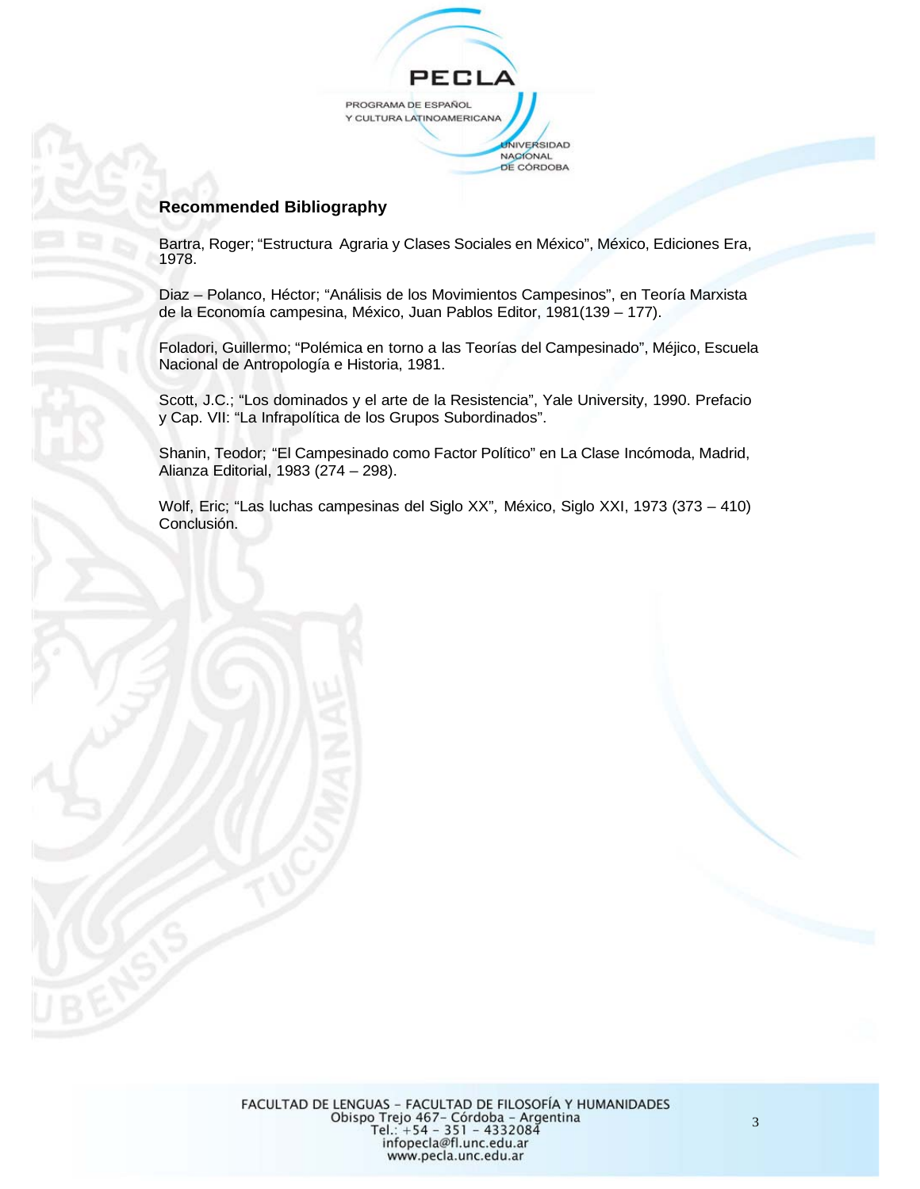## Recommended Bibliography

Bartra, Roger; “Estructura Agraria y Clases Sociales en México”, México, Ediciones Era, 1978.

Diaz – Polanco, Héctor; “Análisis de los Movimientos Campesinos”, en Teoría Marxista de la Economía campesina, México, Juan Pablos Editor, 1981(139 – 177).

Foladori, Guillermo; “Polémica en torno a las Teorías del Campesinado”, Méjico, Escuela Nacional de Antropología e Historia, 1981.

Scott, J.C.; “Los dominados y el arte de la Resistencia”, Yale University, 1990. Prefacio y Cap. VII: “La Infrapolítica de los Grupos Subordinados”.

Shanin, Teodor; “El Campesinado como Factor Político” en La Clase Incómoda, Madrid, Alianza Editorial, 1983 (274 – 298).

Wolf, Eric; “Las luchas campesinas del Siglo XX”, México, Siglo XXI, 1973 (373 – 410) Conclusión.